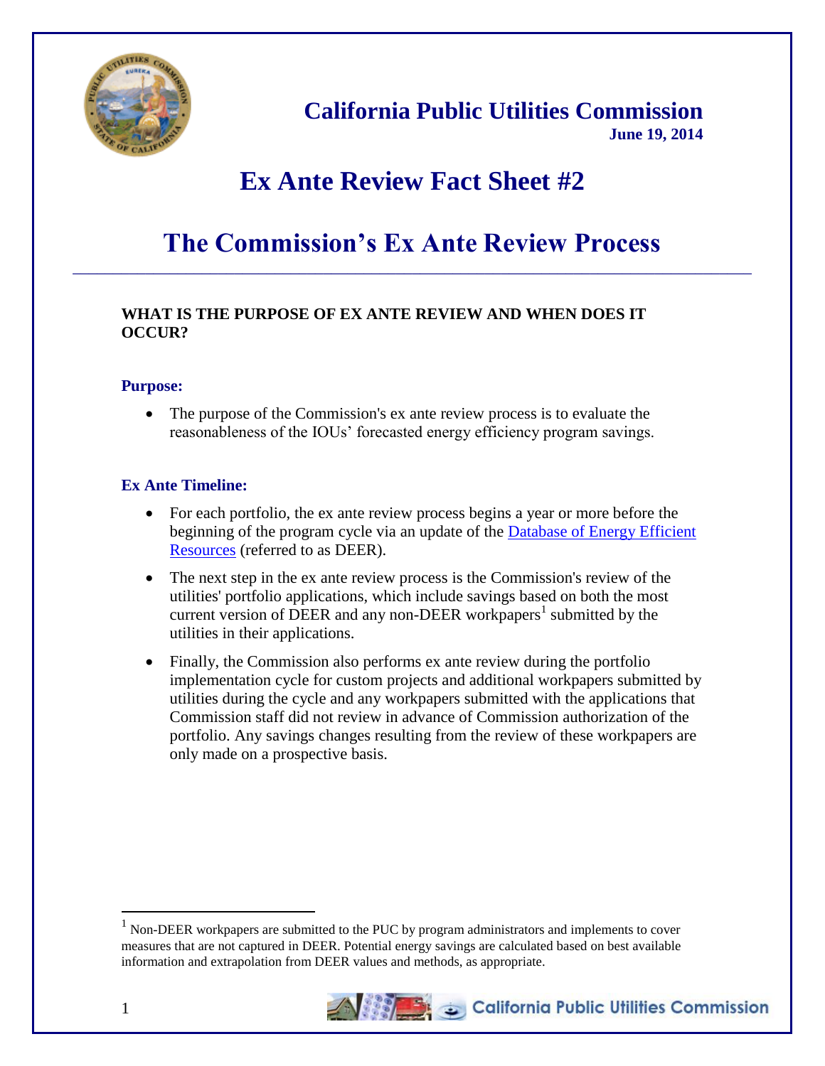# California Public Utilities Commission

**June 19, 2014**

# Ex Ante Review Fact Sheet #2

# The Commission's Ex Ante Review Process

---

### WHAT IS THE PURPOSE OF EX ANTE REVIEW AND WHEN DOES IT OCCUR?

#### Purpose:

- The purpose of the Commission's ex ante review process is to evaluate the reasonableness of the IOUs' forecasted energy efficiency program savings.

#### Ex Ante Timeline:

- For each portfolio, the ex ante review process begins a year or more before the beginning of the program cycle via an update of the Database of Energy Efficient Resources (referred to as DEER).
- The next step in the ex ante review process is the Commission's review of the utilities' portfolio applications, which include savings based on both the most current version of DEER and any non-DEER workpapers[1] submitted by the utilities in their applications.
- Finally, the Commission also performs ex ante review during the portfolio implementation cycle for custom projects and additional workpapers submitted by utilities during the cycle and any workpapers submitted with the applications that Commission staff did not review in advance of Commission authorization of the portfolio. Any savings changes resulting from the review of these workpapers are only made on a prospective basis.

---

[1] Non-DEER workpapers are submitted to the PUC by program administrators and implements to cover measures that are not captured in DEER. Potential energy savings are calculated based on best available information and extrapolation from DEER values and methods, as appropriate.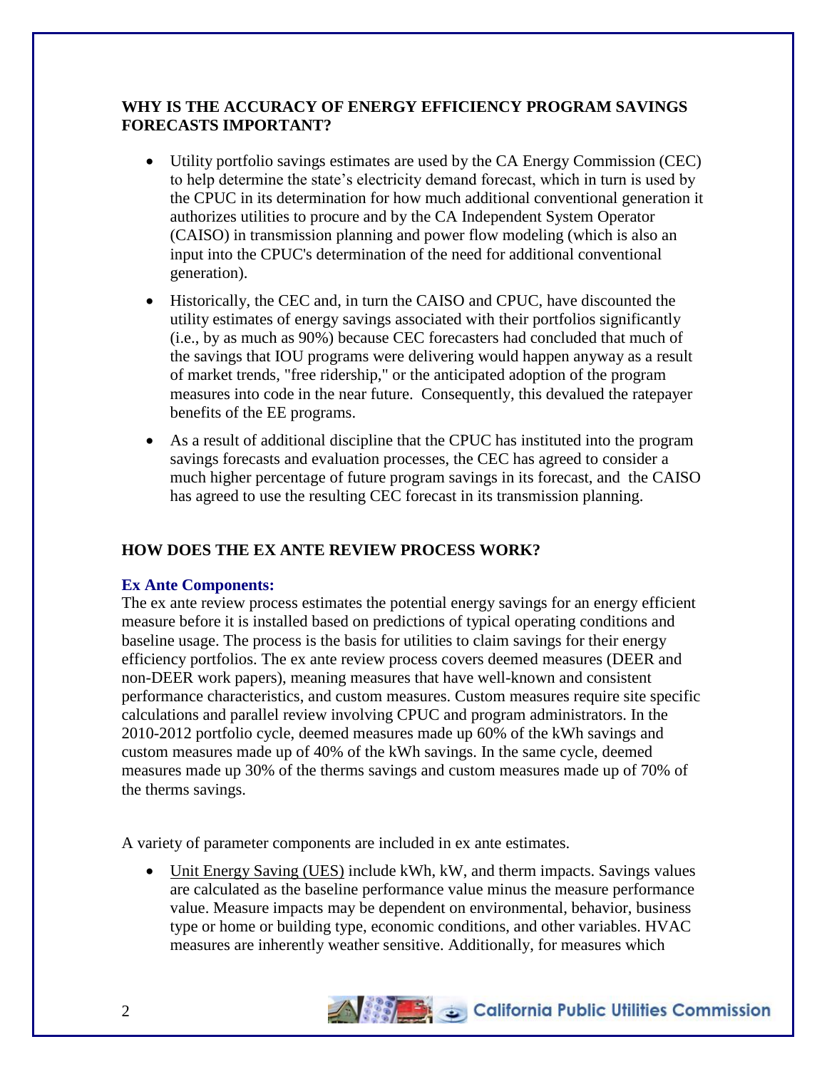## WHY IS THE ACCURACY OF ENERGY EFFICIENCY PROGRAM SAVINGS FORECASTS IMPORTANT?

- Utility portfolio savings estimates are used by the CA Energy Commission (CEC) to help determine the state's electricity demand forecast, which in turn is used by the CPUC in its determination for how much additional conventional generation it authorizes utilities to procure and by the CA Independent System Operator (CAISO) in transmission planning and power flow modeling (which is also an input into the CPUC's determination of the need for additional conventional generation).
- Historically, the CEC and, in turn the CAISO and CPUC, have discounted the utility estimates of energy savings associated with their portfolios significantly (i.e., by as much as 90%) because CEC forecasters had concluded that much of the savings that IOU programs were delivering would happen anyway as a result of market trends, "free ridership," or the anticipated adoption of the program measures into code in the near future. Consequently, this devalued the ratepayer benefits of the EE programs.
- As a result of additional discipline that the CPUC has instituted into the program savings forecasts and evaluation processes, the CEC has agreed to consider a much higher percentage of future program savings in its forecast, and the CAISO has agreed to use the resulting CEC forecast in its transmission planning.

## HOW DOES THE EX ANTE REVIEW PROCESS WORK?

### Ex Ante Components:

The ex ante review process estimates the potential energy savings for an energy efficient measure before it is installed based on predictions of typical operating conditions and baseline usage. The process is the basis for utilities to claim savings for their energy efficiency portfolios. The ex ante review process covers deemed measures (DEER and non-DEER work papers), meaning measures that have well-known and consistent performance characteristics, and custom measures. Custom measures require site specific calculations and parallel review involving CPUC and program administrators. In the 2010-2012 portfolio cycle, deemed measures made up 60% of the kWh savings and custom measures made up of 40% of the kWh savings. In the same cycle, deemed measures made up 30% of the therms savings and custom measures made up of 70% of the therms savings.

A variety of parameter components are included in ex ante estimates.

- Unit Energy Saving (UES) include kWh, kW, and therm impacts. Savings values are calculated as the baseline performance value minus the measure performance value. Measure impacts may be dependent on environmental, behavior, business type or home or building type, economic conditions, and other variables. HVAC measures are inherently weather sensitive. Additionally, for measures which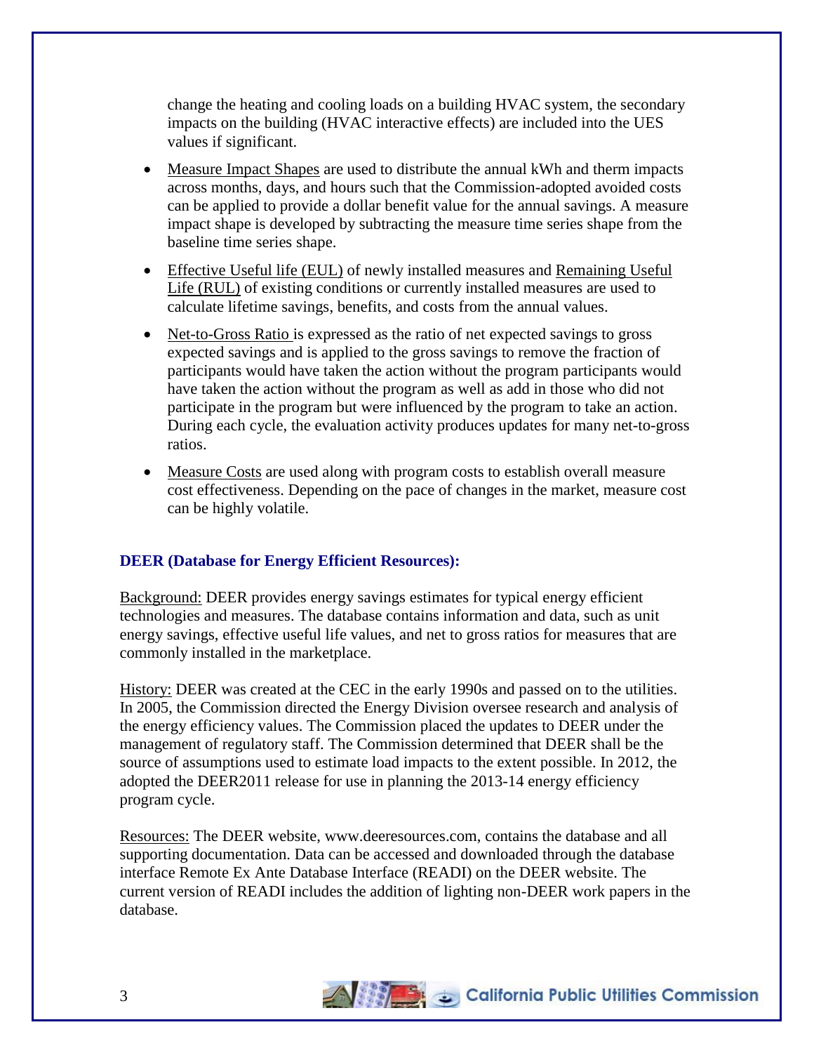change the heating and cooling loads on a building HVAC system, the secondary impacts on the building (HVAC interactive effects) are included into the UES values if significant.

- Measure Impact Shapes are used to distribute the annual kWh and therm impacts across months, days, and hours such that the Commission-adopted avoided costs can be applied to provide a dollar benefit value for the annual savings. A measure impact shape is developed by subtracting the measure time series shape from the baseline time series shape.
- Effective Useful life (EUL) of newly installed measures and Remaining Useful Life (RUL) of existing conditions or currently installed measures are used to calculate lifetime savings, benefits, and costs from the annual values.
- Net-to-Gross Ratio is expressed as the ratio of net expected savings to gross expected savings and is applied to the gross savings to remove the fraction of participants would have taken the action without the program participants would have taken the action without the program as well as add in those who did not participate in the program but were influenced by the program to take an action. During each cycle, the evaluation activity produces updates for many net-to-gross ratios.
- Measure Costs are used along with program costs to establish overall measure cost effectiveness. Depending on the pace of changes in the market, measure cost can be highly volatile.

### DEER (Database for Energy Efficient Resources):

Background: DEER provides energy savings estimates for typical energy efficient technologies and measures. The database contains information and data, such as unit energy savings, effective useful life values, and net to gross ratios for measures that are commonly installed in the marketplace.

History: DEER was created at the CEC in the early 1990s and passed on to the utilities. In 2005, the Commission directed the Energy Division oversee research and analysis of the energy efficiency values. The Commission placed the updates to DEER under the management of regulatory staff. The Commission determined that DEER shall be the source of assumptions used to estimate load impacts to the extent possible. In 2012, the adopted the DEER2011 release for use in planning the 2013-14 energy efficiency program cycle.

Resources: The DEER website, www.deeresources.com, contains the database and all supporting documentation. Data can be accessed and downloaded through the database interface Remote Ex Ante Database Interface (READI) on the DEER website. The current version of READI includes the addition of lighting non-DEER work papers in the database.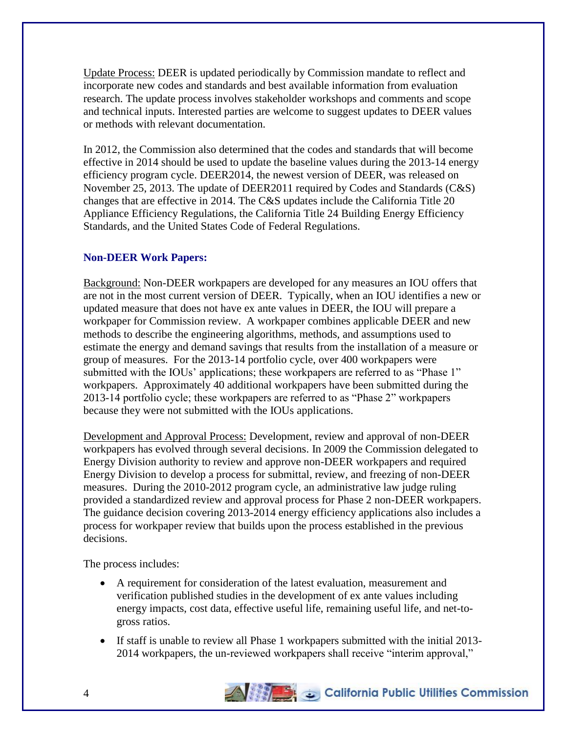Update Process: DEER is updated periodically by Commission mandate to reflect and incorporate new codes and standards and best available information from evaluation research. The update process involves stakeholder workshops and comments and scope and technical inputs. Interested parties are welcome to suggest updates to DEER values or methods with relevant documentation.

In 2012, the Commission also determined that the codes and standards that will become effective in 2014 should be used to update the baseline values during the 2013-14 energy efficiency program cycle. DEER2014, the newest version of DEER, was released on November 25, 2013. The update of DEER2011 required by Codes and Standards (C&S) changes that are effective in 2014. The C&S updates include the California Title 20 Appliance Efficiency Regulations, the California Title 24 Building Energy Efficiency Standards, and the United States Code of Federal Regulations.

### Non-DEER Work Papers:

Background: Non-DEER workpapers are developed for any measures an IOU offers that are not in the most current version of DEER. Typically, when an IOU identifies a new or updated measure that does not have ex ante values in DEER, the IOU will prepare a workpaper for Commission review. A workpaper combines applicable DEER and new methods to describe the engineering algorithms, methods, and assumptions used to estimate the energy and demand savings that results from the installation of a measure or group of measures. For the 2013-14 portfolio cycle, over 400 workpapers were submitted with the IOUs' applications; these workpapers are referred to as "Phase 1" workpapers. Approximately 40 additional workpapers have been submitted during the 2013-14 portfolio cycle; these workpapers are referred to as "Phase 2" workpapers because they were not submitted with the IOUs applications.

Development and Approval Process: Development, review and approval of non-DEER workpapers has evolved through several decisions. In 2009 the Commission delegated to Energy Division authority to review and approve non-DEER workpapers and required Energy Division to develop a process for submittal, review, and freezing of non-DEER measures. During the 2010-2012 program cycle, an administrative law judge ruling provided a standardized review and approval process for Phase 2 non-DEER workpapers. The guidance decision covering 2013-2014 energy efficiency applications also includes a process for workpaper review that builds upon the process established in the previous decisions.

The process includes:

- A requirement for consideration of the latest evaluation, measurement and verification published studies in the development of ex ante values including energy impacts, cost data, effective useful life, remaining useful life, and net-to-gross ratios.
- If staff is unable to review all Phase 1 workpapers submitted with the initial 2013-2014 workpapers, the un-reviewed workpapers shall receive "interim approval,"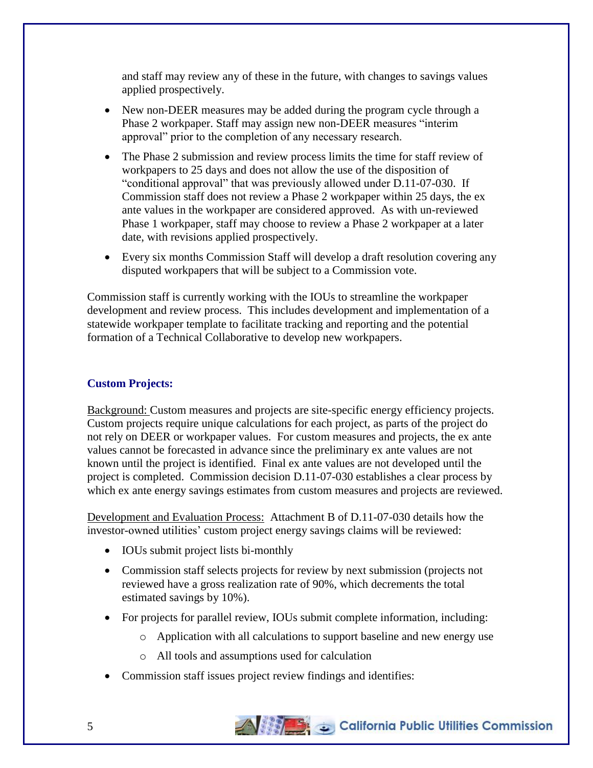and staff may review any of these in the future, with changes to savings values applied prospectively.

- New non-DEER measures may be added during the program cycle through a Phase 2 workpaper. Staff may assign new non-DEER measures "interim approval" prior to the completion of any necessary research.
- The Phase 2 submission and review process limits the time for staff review of workpapers to 25 days and does not allow the use of the disposition of "conditional approval" that was previously allowed under D.11-07-030. If Commission staff does not review a Phase 2 workpaper within 25 days, the ex ante values in the workpaper are considered approved. As with un-reviewed Phase 1 workpaper, staff may choose to review a Phase 2 workpaper at a later date, with revisions applied prospectively.
- Every six months Commission Staff will develop a draft resolution covering any disputed workpapers that will be subject to a Commission vote.

Commission staff is currently working with the IOUs to streamline the workpaper development and review process. This includes development and implementation of a statewide workpaper template to facilitate tracking and reporting and the potential formation of a Technical Collaborative to develop new workpapers.

### Custom Projects:

Background: Custom measures and projects are site-specific energy efficiency projects. Custom projects require unique calculations for each project, as parts of the project do not rely on DEER or workpaper values. For custom measures and projects, the ex ante values cannot be forecasted in advance since the preliminary ex ante values are not known until the project is identified. Final ex ante values are not developed until the project is completed. Commission decision D.11-07-030 establishes a clear process by which ex ante energy savings estimates from custom measures and projects are reviewed.

Development and Evaluation Process: Attachment B of D.11-07-030 details how the investor-owned utilities' custom project energy savings claims will be reviewed:

- IOUs submit project lists bi-monthly
- Commission staff selects projects for review by next submission (projects not reviewed have a gross realization rate of 90%, which decrements the total estimated savings by 10%).
- For projects for parallel review, IOUs submit complete information, including:
  - Application with all calculations to support baseline and new energy use
  - All tools and assumptions used for calculation
- Commission staff issues project review findings and identifies: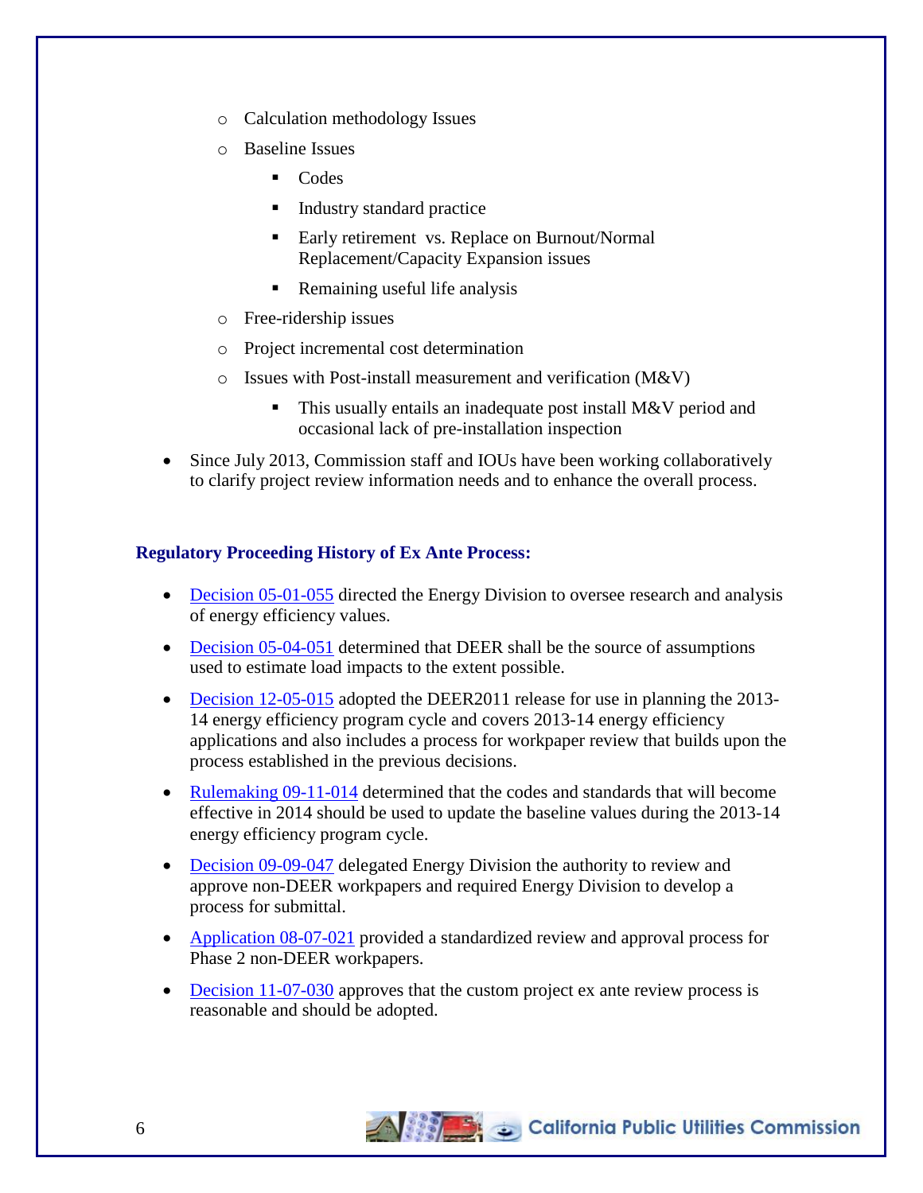- Calculation methodology Issues
  - Baseline Issues
    - Codes
    - Industry standard practice
    - Early retirement vs. Replace on Burnout/Normal Replacement/Capacity Expansion issues
    - Remaining useful life analysis
  - Free-ridership issues
  - Project incremental cost determination
  - Issues with Post-install measurement and verification (M&V)
    - This usually entails an inadequate post install M&V period and occasional lack of pre-installation inspection

- Since July 2013, Commission staff and IOUs have been working collaboratively to clarify project review information needs and to enhance the overall process.

**Regulatory Proceeding History of Ex Ante Process:**

- Decision 05-01-055 directed the Energy Division to oversee research and analysis of energy efficiency values.
- Decision 05-04-051 determined that DEER shall be the source of assumptions used to estimate load impacts to the extent possible.
- Decision 12-05-015 adopted the DEER2011 release for use in planning the 2013-14 energy efficiency program cycle and covers 2013-14 energy efficiency applications and also includes a process for workpaper review that builds upon the process established in the previous decisions.
- Rulemaking 09-11-014 determined that the codes and standards that will become effective in 2014 should be used to update the baseline values during the 2013-14 energy efficiency program cycle.
- Decision 09-09-047 delegated Energy Division the authority to review and approve non-DEER workpapers and required Energy Division to develop a process for submittal.
- Application 08-07-021 provided a standardized review and approval process for Phase 2 non-DEER workpapers.
- Decision 11-07-030 approves that the custom project ex ante review process is reasonable and should be adopted.